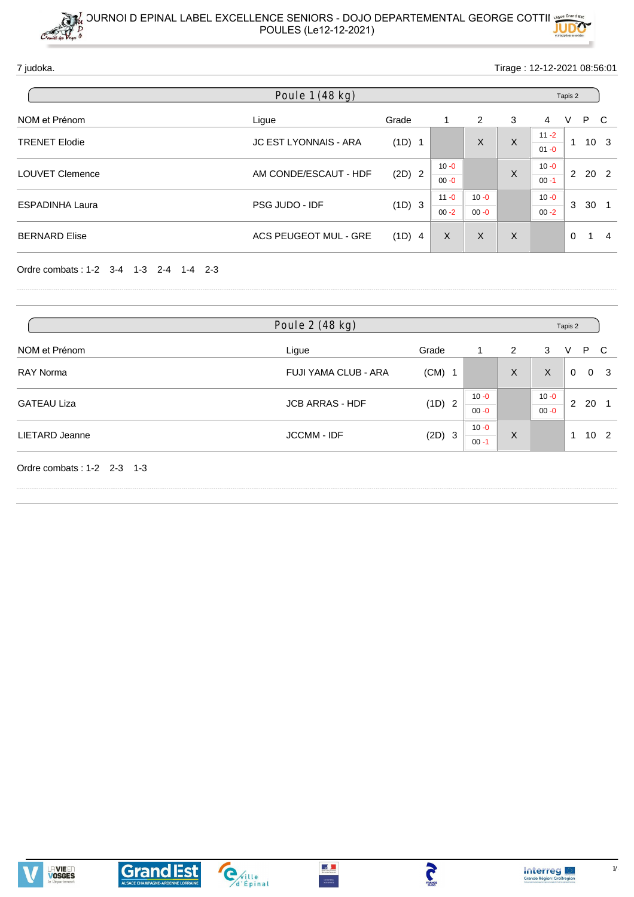# OURNOI D EPINAL LABEL EXCELLENCE SENIORS - DOJO DEPARTEMENTAL GEORGE COTTII

POULES (Le12-12-2021)

7 judoka. Tirage : 12-12-2021 08:56:01

## Poule 1 (48 kg) — Tapis 2

| NOM et Prénom | Ligue | Grade | | 1 | 2 | 3 | 4 | V | P | C |
|---|---|---|---|---|---|---|---|---|---|---|
| TRENET Elodie | JC EST LYONNAIS - ARA | (1D) | 1 | | X | X | 11 -2 / 01 -0 | 1 | 10 | 3 |
| LOUVET Clemence | AM CONDE/ESCAUT - HDF | (2D) | 2 | 10 -0 / 00 -0 | | X | 10 -0 / 00 -1 | 2 | 20 | 2 |
| ESPADINHA Laura | PSG JUDO - IDF | (1D) | 3 | 11 -0 / 00 -2 | 10 -0 / 00 -0 | | 10 -0 / 00 -2 | 3 | 30 | 1 |
| BERNARD Elise | ACS PEUGEOT MUL - GRE | (1D) | 4 | X | X | X | | 0 | 1 | 4 |

Ordre combats : 1-2 3-4 1-3 2-4 1-4 2-3

## Poule 2 (48 kg) — Tapis 2

| NOM et Prénom | Ligue | Grade | | 1 | 2 | 3 | V | P | C |
|---|---|---|---|---|---|---|---|---|---|
| RAY Norma | FUJI YAMA CLUB - ARA | (CM) | 1 | | X | X | 0 | 0 | 3 |
| GATEAU Liza | JCB ARRAS - HDF | (1D) | 2 | 10 -0 / 00 -0 | | 10 -0 / 00 -0 | 2 | 20 | 1 |
| LIETARD Jeanne | JCCMM - IDF | (2D) | 3 | 10 -0 / 00 -1 | X | | 1 | 10 | 2 |

Ordre combats : 1-2 2-3 1-3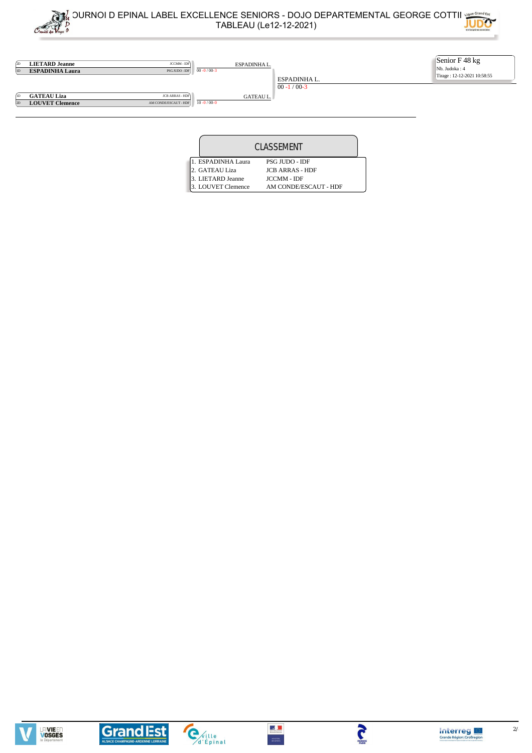# TOURNOI D EPINAL LABEL EXCELLENCE SENIORS - DOJO DEPARTEMENTAL GEORGE COTTI
## TABLEAU (Le12-12-2021)

**Senior F 48 kg**
Nb. Judoka : 4
Tirage : 12-12-2021 10:58:55

| | Judoka | Club | Score | Winner |
|---|---|---|---|---|
| 2D | **LIETARD Jeanne** | JCCMM - IDF | | |
| 1D | **ESPADINHA Laura** | PSG JUDO - IDF | 00 -0 / 00-3 | ESPADINHA L. |
| 1D | **GATEAU Liza** | JCB ARRAS - HDF | | |
| 2D | **LOUVET Clemence** | AM CONDE/ESCAUT - HDF | 10 -0 / 00-0 | GATEAU L. |

Final: ESPADINHA L. — 00 -1 / 00-3

## CLASSEMENT

| Rang | Judoka | Club |
|---|---|---|
| 1. | ESPADINHA Laura | PSG JUDO - IDF |
| 2. | GATEAU Liza | JCB ARRAS - HDF |
| 3. | LIETARD Jeanne | JCCMM - IDF |
| 3. | LOUVET Clemence | AM CONDE/ESCAUT - HDF |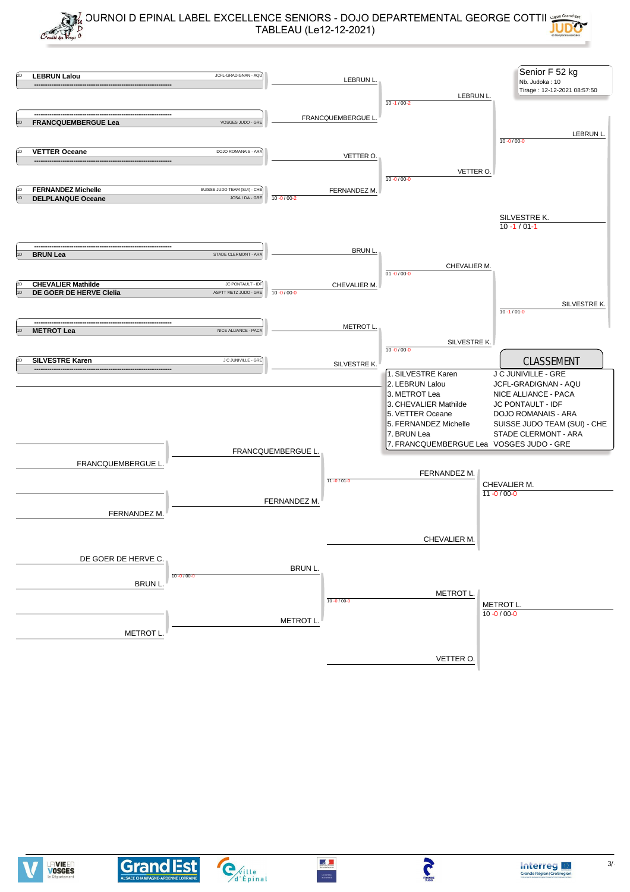# TOURNOI D EPINAL LABEL EXCELLENCE SENIORS - DOJO DEPARTEMENTAL GEORGE COTTI

## TABLEAU (Le12-12-2021)

**Senior F 52 kg**
Nb. Judoka : 10
Tirage : 12-12-2021 08:57:50

### Tableau principal

| Grade | Judoka | Club | Tour 1 | Quarts | Demi | Finale |
|---|---|---|---|---|---|---|
| 2D | **LEBRUN Lalou** | JCFL-GRADIGNAN - AQU | LEBRUN L. | LEBRUN L. (10 -1 / 00-2) | LEBRUN L. (10 -0 / 00-0) | SILVESTRE K. (10 -1 / 01-1) |
| | ------ | | | | | |
| | ------ | | | | | |
| 2D | **FRANCQUEMBERGUE Lea** | VOSGES JUDO - GRE | FRANCQUEMBERGUE L. | | | |
| 1D | **VETTER Oceane** | DOJO ROMANAIS - ARA | VETTER O. | VETTER O. (10 -0 / 00-0) | | |
| | ------ | | | | | |
| 1D | **FERNANDEZ Michelle** | SUISSE JUDO TEAM (SUI) - CHE | FERNANDEZ M. (10 -0 / 00-2) | | | |
| 1D | **DELPLANQUE Oceane** | JCSA / DA - GRE | | | | |
| | ------ | | | | | |
| 1D | **BRUN Lea** | STADE CLERMONT - ARA | BRUN L. | CHEVALIER M. (01 -0 / 00-0) | SILVESTRE K. (10 -1 / 01-0) | |
| 2D | **CHEVALIER Mathilde** | JC PONTAULT - IDF | CHEVALIER M. (10 -0 / 00-0) | | | |
| 1D | **DE GOER DE HERVE Clelia** | ASPTT METZ JUDO - GRE | | | | |
| | ------ | | | | | |
| 1D | **METROT Lea** | NICE ALLIANCE - PACA | METROT L. | SILVESTRE K. (10 -0 / 00-0) | | |
| 2D | **SILVESTRE Karen** | J C JUNIVILLE - GRE | SILVESTRE K. | | | |
| | ------ | | | | | |

### CLASSEMENT

| Place | Judoka | Club |
|---|---|---|
| 1. | SILVESTRE Karen | J C JUNIVILLE - GRE |
| 2. | LEBRUN Lalou | JCFL-GRADIGNAN - AQU |
| 3. | METROT Lea | NICE ALLIANCE - PACA |
| 3. | CHEVALIER Mathilde | JC PONTAULT - IDF |
| 5. | VETTER Oceane | DOJO ROMANAIS - ARA |
| 5. | FERNANDEZ Michelle | SUISSE JUDO TEAM (SUI) - CHE |
| 7. | BRUN Lea | STADE CLERMONT - ARA |
| 7. | FRANCQUEMBERGUE Lea | VOSGES JUDO - GRE |

### Repêchages

| Tour 1 | Tour 2 | Tour 3 | Bronze |
|---|---|---|---|
| FRANCQUEMBERGUE L. | FRANCQUEMBERGUE L. | FERNANDEZ M. (11 -0 / 01-0) | CHEVALIER M. (11 -0 / 00-0) |
| FERNANDEZ M. | FERNANDEZ M. | | |
| | | CHEVALIER M. | |
| DE GOER DE HERVE C. | BRUN L. (10 -0 / 00-0) | METROT L. (10 -0 / 00-0) | METROT L. (10 -0 / 00-0) |
| BRUN L. | | | |
| METROT L. | METROT L. | | |
| | | VETTER O. | |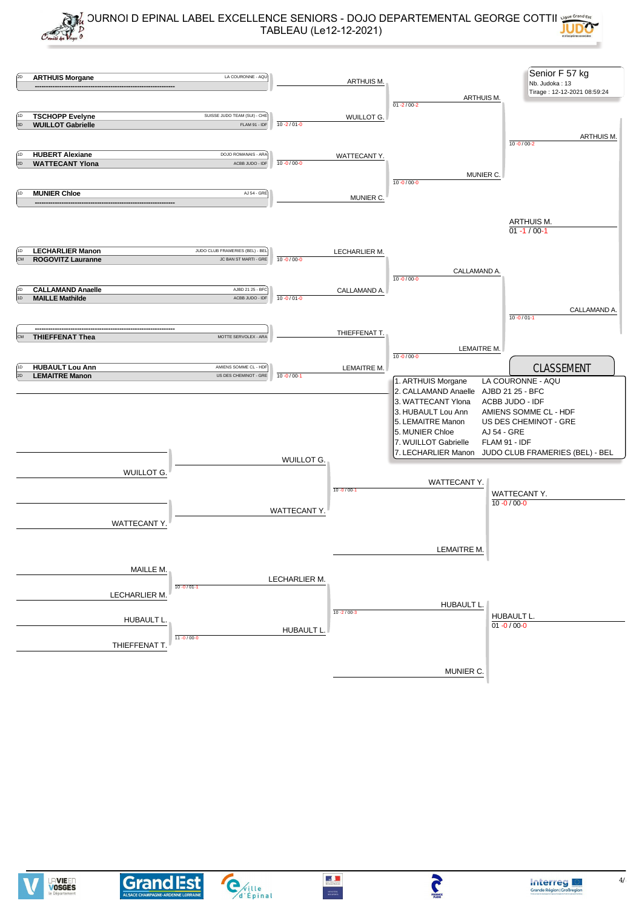# TOURNOI D EPINAL LABEL EXCELLENCE SENIORS - DOJO DEPARTEMENTAL GEORGE COTTIN

## TABLEAU (Le12-12-2021)

**Senior F 57 kg**
Nb. Judoka : 13
Tirage : 12-12-2021 08:59:24

### Tableau principal

| Grade | Judoka | Club |
|---|---|---|
| 2D | **ARTHUIS Morgane** | LA COURONNE - AQU |
| | ------------------------------------------------ | |
| 1D | **TSCHOPP Evelyne** | SUISSE JUDO TEAM (SUI) - CHE |
| 3D | **WUILLOT Gabrielle** | FLAM 91 - IDF |
| 1D | **HUBERT Alexiane** | DOJO ROMANAIS - ARA |
| 2D | **WATTECANT Ylona** | ACBB JUDO - IDF |
| 1D | **MUNIER Chloe** | AJ 54 - GRE |
| | ------------------------------------------------ | |
| 1D | **LECHARLIER Manon** | JUDO CLUB FRAMERIES (BEL) - BEL |
| CM | **ROGOVITZ Lauranne** | JC BAN ST MARTI - GRE |
| 2D | **CALLAMAND Anaelle** | AJBD 21 25 - BFC |
| 1D | **MAILLE Mathilde** | ACBB JUDO - IDF |
| | ------------------------------------------------ | |
| CM | **THIEFFENAT Thea** | MOTTE SERVOLEX - ARA |
| 1D | **HUBAULT Lou Ann** | AMIENS SOMME CL - HDF |
| 2D | **LEMAITRE Manon** | US DES CHEMINOT - GRE |

**1er tour**

- ARTHUIS M.
- WUILLOT G. (10 -2 / 01-0)
- WATTECANT Y. (10 -0 / 00-0)
- MUNIER C.
- LECHARLIER M. (10 -0 / 00-0)
- CALLAMAND A. (10 -0 / 01-0)
- THIEFFENAT T.
- LEMAITRE M. (10 -0 / 00-1)

**Quarts de finale**

- ARTHUIS M. (01 -2 / 00-2)
- MUNIER C. (10 -0 / 00-0)
- CALLAMAND A. (10 -0 / 00-0)
- LEMAITRE M. (10 -0 / 00-0)

**Demi-finales**

- ARTHUIS M. (10 -0 / 00-2)
- CALLAMAND A. (10 -0 / 01-1)

**Finale**

- ARTHUIS M. (01 -1 / 00-1)

### Repêchages

**Premier repêchage**

- WUILLOT G.
- WATTECANT Y.
- MAILLE M. / LECHARLIER M. → LECHARLIER M. (10 -0 / 01-1)
- HUBAULT L. / THIEFFENAT T. → HUBAULT L. (11 -0 / 00-0)

**Second repêchage**

- WUILLOT G. / WATTECANT Y. → WATTECANT Y. (10 -0 / 00-1)
- LECHARLIER M. / HUBAULT L. → HUBAULT L. (10 -2 / 00-3)

**Combats pour la 3e place**

- WATTECANT Y. / LEMAITRE M. → WATTECANT Y. (10 -0 / 00-0)
- HUBAULT L. / MUNIER C. → HUBAULT L. (01 -0 / 00-0)

### CLASSEMENT

| Rang | Judoka | Club |
|---|---|---|
| 1. | ARTHUIS Morgane | LA COURONNE - AQU |
| 2. | CALLAMAND Anaelle | AJBD 21 25 - BFC |
| 3. | WATTECANT Ylona | ACBB JUDO - IDF |
| 3. | HUBAULT Lou Ann | AMIENS SOMME CL - HDF |
| 5. | LEMAITRE Manon | US DES CHEMINOT - GRE |
| 5. | MUNIER Chloe | AJ 54 - GRE |
| 7. | WUILLOT Gabrielle | FLAM 91 - IDF |
| 7. | LECHARLIER Manon | JUDO CLUB FRAMERIES (BEL) - BEL |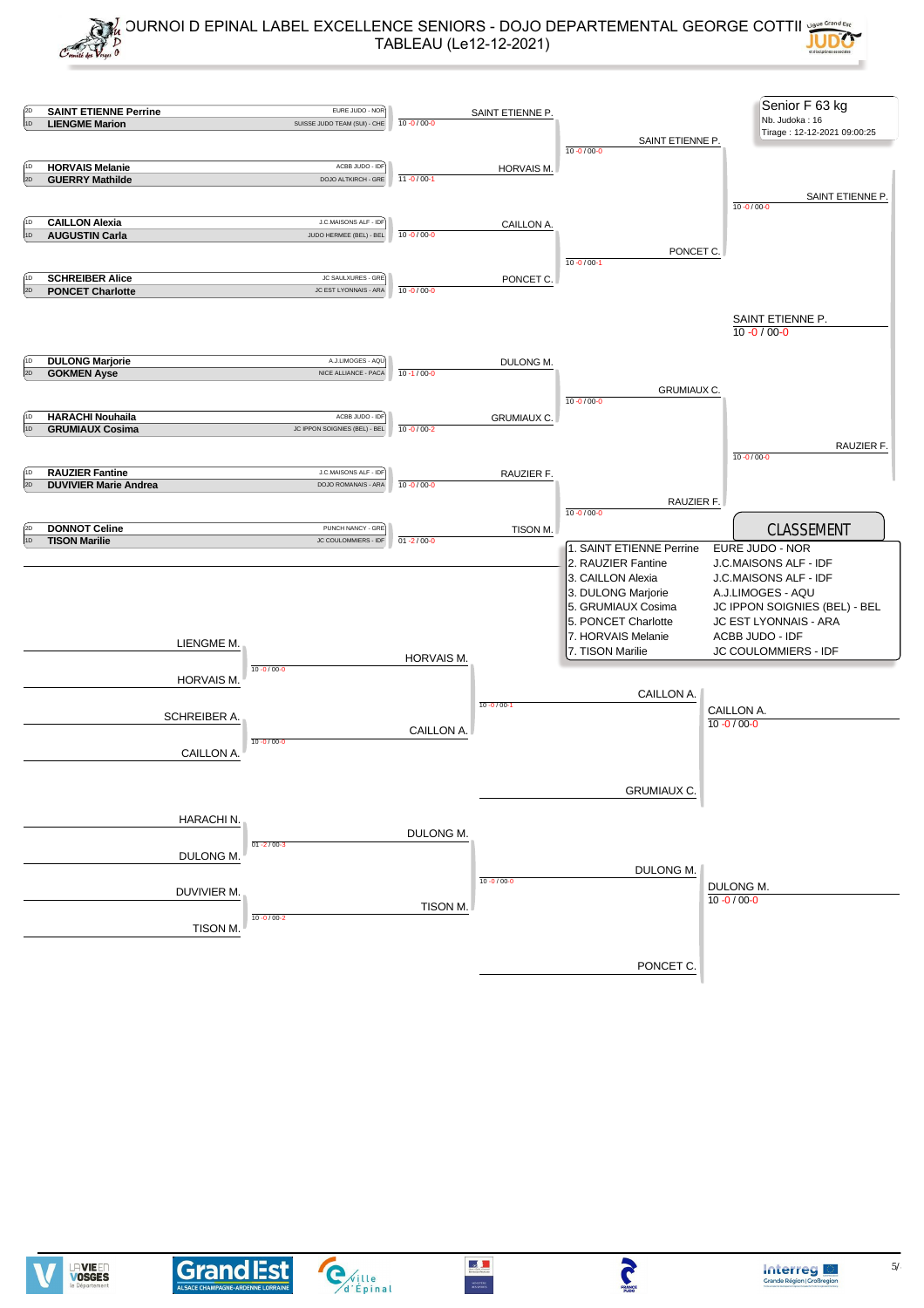# TOURNOI D EPINAL LABEL EXCELLENCE SENIORS - DOJO DEPARTEMENTAL GEORGE COTTI

## TABLEAU (Le12-12-2021)

**Senior F 63 kg**
Nb. Judoka : 16
Tirage : 12-12-2021 09:00:25

### Tableau principal

| Grade | Judoka | Club | Score | Vainqueur |
|---|---|---|---|---|
| 2D | **SAINT ETIENNE Perrine** | EURE JUDO - NOR | 10 -0 / 00-0 | SAINT ETIENNE P. |
| 1D | **LIENGME Marion** | SUISSE JUDO TEAM (SUI) - CHE | | |
| 1D | **HORVAIS Melanie** | ACBB JUDO - IDF | 11 -0 / 00-1 | HORVAIS M. |
| 2D | **GUERRY Mathilde** | DOJO ALTKIRCH - GRE | | |
| 1D | **CAILLON Alexia** | J.C.MAISONS ALF - IDF | 10 -0 / 00-0 | CAILLON A. |
| 1D | **AUGUSTIN Carla** | JUDO HERMEE (BEL) - BEL | | |
| 1D | **SCHREIBER Alice** | JC SAULXURES - GRE | 10 -0 / 00-0 | PONCET C. |
| 2D | **PONCET Charlotte** | JC EST LYONNAIS - ARA | | |
| 1D | **DULONG Marjorie** | A.J.LIMOGES - AQU | 10 -1 / 00-0 | DULONG M. |
| 2D | **GOKMEN Ayse** | NICE ALLIANCE - PACA | | |
| 1D | **HARACHI Nouhaila** | ACBB JUDO - IDF | 10 -0 / 00-2 | GRUMIAUX C. |
| 1D | **GRUMIAUX Cosima** | JC IPPON SOIGNIES (BEL) - BEL | | |
| 1D | **RAUZIER Fantine** | J.C.MAISONS ALF - IDF | 10 -0 / 00-0 | RAUZIER F. |
| 2D | **DUVIVIER Marie Andrea** | DOJO ROMANAIS - ARA | | |
| 2D | **DONNOT Celine** | PUNCH NANCY - GRE | 01 -2 / 00-0 | TISON M. |
| 1D | **TISON Marilie** | JC COULOMMIERS - IDF | | |

Quarts de finale :
- SAINT ETIENNE P. / HORVAIS M. : 10 -0 / 00-0 → SAINT ETIENNE P.
- CAILLON A. / PONCET C. : 10 -0 / 00-1 → PONCET C.
- DULONG M. / GRUMIAUX C. : 10 -0 / 00-0 → GRUMIAUX C.
- RAUZIER F. / TISON M. : 10 -0 / 00-0 → RAUZIER F.

Demi-finales :
- SAINT ETIENNE P. / PONCET C. : 10 -0 / 00-0 → SAINT ETIENNE P.
- GRUMIAUX C. / RAUZIER F. : 10 -0 / 00-0 → RAUZIER F.

Finale :
- SAINT ETIENNE P. / RAUZIER F. → SAINT ETIENNE P. 10 -0 / 00-0

### Repêchages

- LIENGME M. / HORVAIS M. : 10 -0 / 00-0 → HORVAIS M.
- SCHREIBER A. / CAILLON A. : 10 -0 / 00-0 → CAILLON A.
- HORVAIS M. / CAILLON A. : 10 -0 / 00-1 → CAILLON A.
- CAILLON A. / GRUMIAUX C. → CAILLON A. 10 -0 / 00-0
- HARACHI N. / DULONG M. : 01 -2 / 00-3 → DULONG M.
- DUVIVIER M. / TISON M. : 10 -0 / 00-2 → TISON M.
- DULONG M. / TISON M. : 10 -0 / 00-0 → DULONG M.
- DULONG M. / PONCET C. → DULONG M. 10 -0 / 00-0

### CLASSEMENT

| Rang | Judoka | Club |
|---|---|---|
| 1. | SAINT ETIENNE Perrine | EURE JUDO - NOR |
| 2. | RAUZIER Fantine | J.C.MAISONS ALF - IDF |
| 3. | CAILLON Alexia | J.C.MAISONS ALF - IDF |
| 3. | DULONG Marjorie | A.J.LIMOGES - AQU |
| 5. | GRUMIAUX Cosima | JC IPPON SOIGNIES (BEL) - BEL |
| 5. | PONCET Charlotte | JC EST LYONNAIS - ARA |
| 7. | HORVAIS Melanie | ACBB JUDO - IDF |
| 7. | TISON Marilie | JC COULOMMIERS - IDF |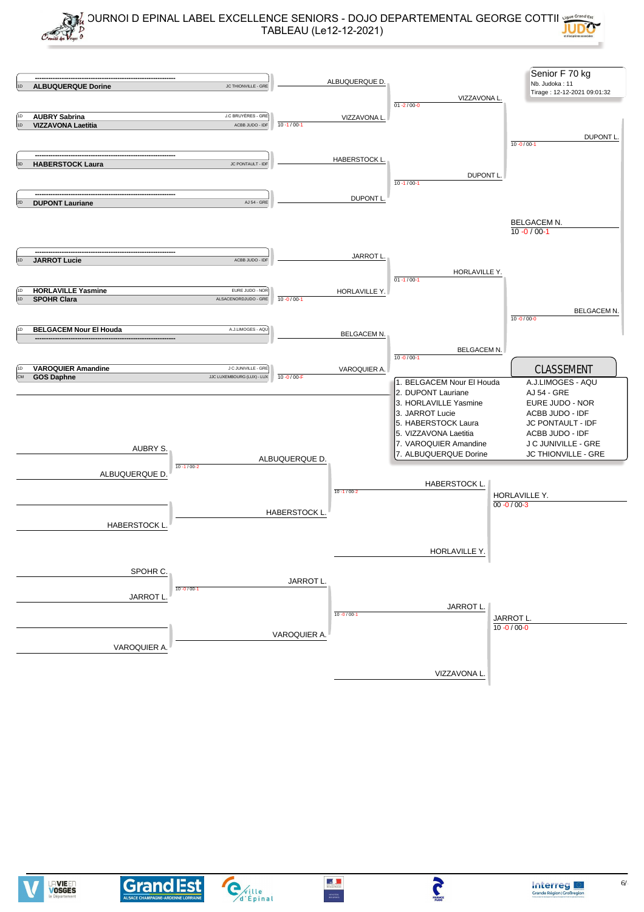# TOURNOI D EPINAL LABEL EXCELLENCE SENIORS - DOJO DEPARTEMENTAL GEORGE COTTIN
## TABLEAU (Le12-12-2021)

**Senior F 70 kg**
Nb. Judoka : 11
Tirage : 12-12-2021 09:01:32

### Tableau principal

| Seed | Judoka | Club |
|---|---|---|
| | ------------------------------------------------------------ | |
| 1D | **ALBUQUERQUE Dorine** | JC THIONVILLE - GRE |
| 1D | **AUBRY Sabrina** | J.C BRUYÈRES - GRE |
| 1D | **VIZZAVONA Laetitia** | ACBB JUDO - IDF |
| | ------------------------------------------------------------ | |
| 3D | **HABERSTOCK Laura** | JC PONTAULT - IDF |
| | ------------------------------------------------------------ | |
| 2D | **DUPONT Lauriane** | AJ 54 - GRE |
| | ------------------------------------------------------------ | |
| 1D | **JARROT Lucie** | ACBB JUDO - IDF |
| 1D | **HORLAVILLE Yasmine** | EURE JUDO - NOR |
| 1D | **SPOHR Clara** | ALSACENORDJUDO - GRE |
| 1D | **BELGACEM Nour El Houda** | A.J.LIMOGES - AQU |
| | ------------------------------------------------------------ | |
| 1D | **VAROQUIER Amandine** | J C JUNIVILLE - GRE |
| CM | **GOS Daphne** | JJC LUXEMBOURG (LUX) - LUX |

**Premier tour**
- ALBUQUERQUE D.
- VIZZAVONA L. (10 -1 / 00-1)
- HABERSTOCK L.
- DUPONT L.
- JARROT L.
- HORLAVILLE Y. (10 -0 / 00-1)
- BELGACEM N.
- VAROQUIER A. (10 -0 / 00-F)

**Quarts de finale**
- VIZZAVONA L. (01 -2 / 00-0)
- DUPONT L. (10 -1 / 00-1)
- HORLAVILLE Y. (01 -1 / 00-1)
- BELGACEM N. (10 -0 / 00-1)

**Demi-finales**
- DUPONT L. (10 -0 / 00-1)
- BELGACEM N. (10 -0 / 00-0)

**Finale**
- BELGACEM N. (10 -0 / 00-1)

### Repêchages

- AUBRY S. / ALBUQUERQUE D. → ALBUQUERQUE D. (10 -1 / 00-2)
- ALBUQUERQUE D. / HABERSTOCK L. → HABERSTOCK L. (10 -1 / 00-2)
- HABERSTOCK L. / HORLAVILLE Y. → HORLAVILLE Y. (00 -0 / 00-3)
- SPOHR C. / JARROT L. → JARROT L. (10 -0 / 00-1)
- JARROT L. / VAROQUIER A. → JARROT L. (10 -0 / 00-1)
- JARROT L. / VIZZAVONA L. → JARROT L. (10 -0 / 00-0)

### CLASSEMENT

| Rang | Judoka | Club |
|---|---|---|
| 1. | BELGACEM Nour El Houda | A.J.LIMOGES - AQU |
| 2. | DUPONT Lauriane | AJ 54 - GRE |
| 3. | HORLAVILLE Yasmine | EURE JUDO - NOR |
| 3. | JARROT Lucie | ACBB JUDO - IDF |
| 5. | HABERSTOCK Laura | JC PONTAULT - IDF |
| 5. | VIZZAVONA Laetitia | ACBB JUDO - IDF |
| 7. | VAROQUIER Amandine | J C JUNIVILLE - GRE |
| 7. | ALBUQUERQUE Dorine | JC THIONVILLE - GRE |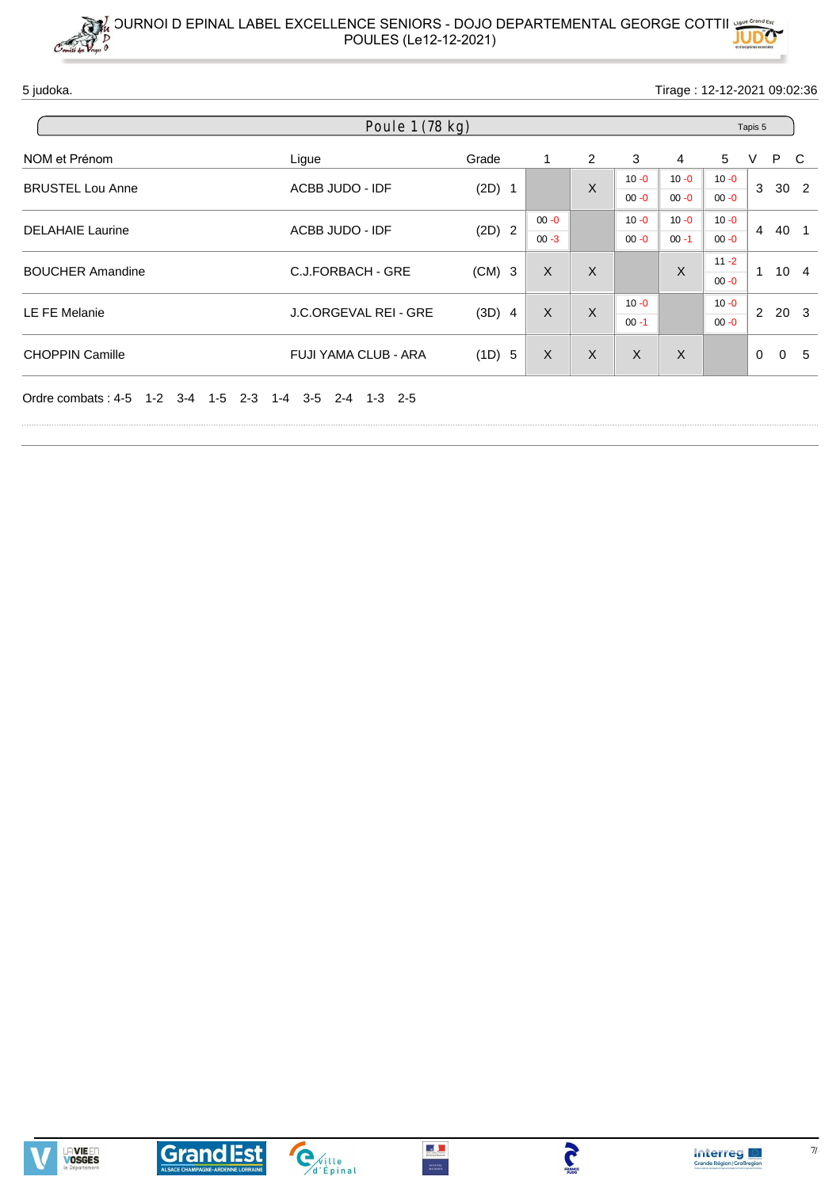# OURNOI D EPINAL LABEL EXCELLENCE SENIORS - DOJO DEPARTEMENTAL GEORGE COTTII
POULES (Le12-12-2021)

5 judoka.

Tirage : 12-12-2021 09:02:36

## Poule 1 (78 kg)

Tapis 5

| NOM et Prénom | Ligue | Grade | | 1 | 2 | 3 | 4 | 5 | V | P | C |
|---|---|---|---|---|---|---|---|---|---|---|---|
| BRUSTEL Lou Anne | ACBB JUDO - IDF | (2D) | 1 | | X | 10 -0 / 00 -0 | 10 -0 / 00 -0 | 10 -0 / 00 -0 | 3 | 30 | 2 |
| DELAHAIE Laurine | ACBB JUDO - IDF | (2D) | 2 | 00 -0 / 00 -3 | | 10 -0 / 00 -0 | 10 -0 / 00 -1 | 10 -0 / 00 -0 | 4 | 40 | 1 |
| BOUCHER Amandine | C.J.FORBACH - GRE | (CM) | 3 | X | X | | X | 11 -2 / 00 -0 | 1 | 10 | 4 |
| LE FE Melanie | J.C.ORGEVAL REI - GRE | (3D) | 4 | X | X | 10 -0 / 00 -1 | | 10 -0 / 00 -0 | 2 | 20 | 3 |
| CHOPPIN Camille | FUJI YAMA CLUB - ARA | (1D) | 5 | X | X | X | X | | 0 | 0 | 5 |

Ordre combats : 4-5 1-2 3-4 1-5 2-3 1-4 3-5 2-4 1-3 2-5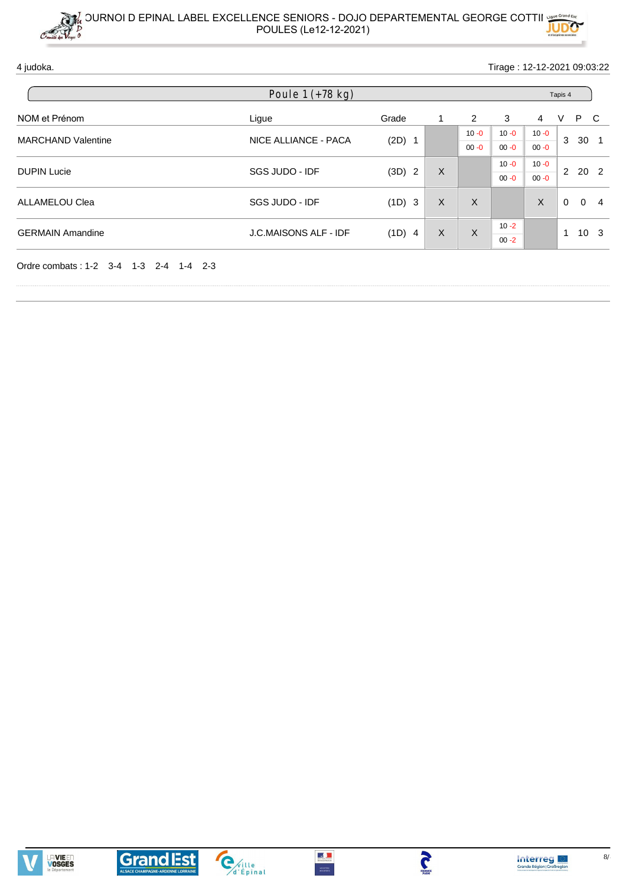4 judoka. Tirage : 12-12-2021 09:03:22

## Poule 1 (+78 kg)

Tapis 4

| NOM et Prénom | Ligue | Grade | 1 | 2 | 3 | 4 | V | P | C |
|---|---|---|---|---|---|---|---|---|---|
| MARCHAND Valentine | NICE ALLIANCE - PACA | (2D) 1 | | 10 -0 00 -0 | 10 -0 00 -0 | 10 -0 00 -0 | 3 | 30 | 1 |
| DUPIN Lucie | SGS JUDO - IDF | (3D) 2 | X | | 10 -0 00 -0 | 10 -0 00 -0 | 2 | 20 | 2 |
| ALLAMELOU Clea | SGS JUDO - IDF | (1D) 3 | X | X | | X | 0 | 0 | 4 |
| GERMAIN Amandine | J.C.MAISONS ALF - IDF | (1D) 4 | X | X | 10 -2 00 -2 | | 1 | 10 | 3 |

Ordre combats : 1-2 3-4 1-3 2-4 1-4 2-3